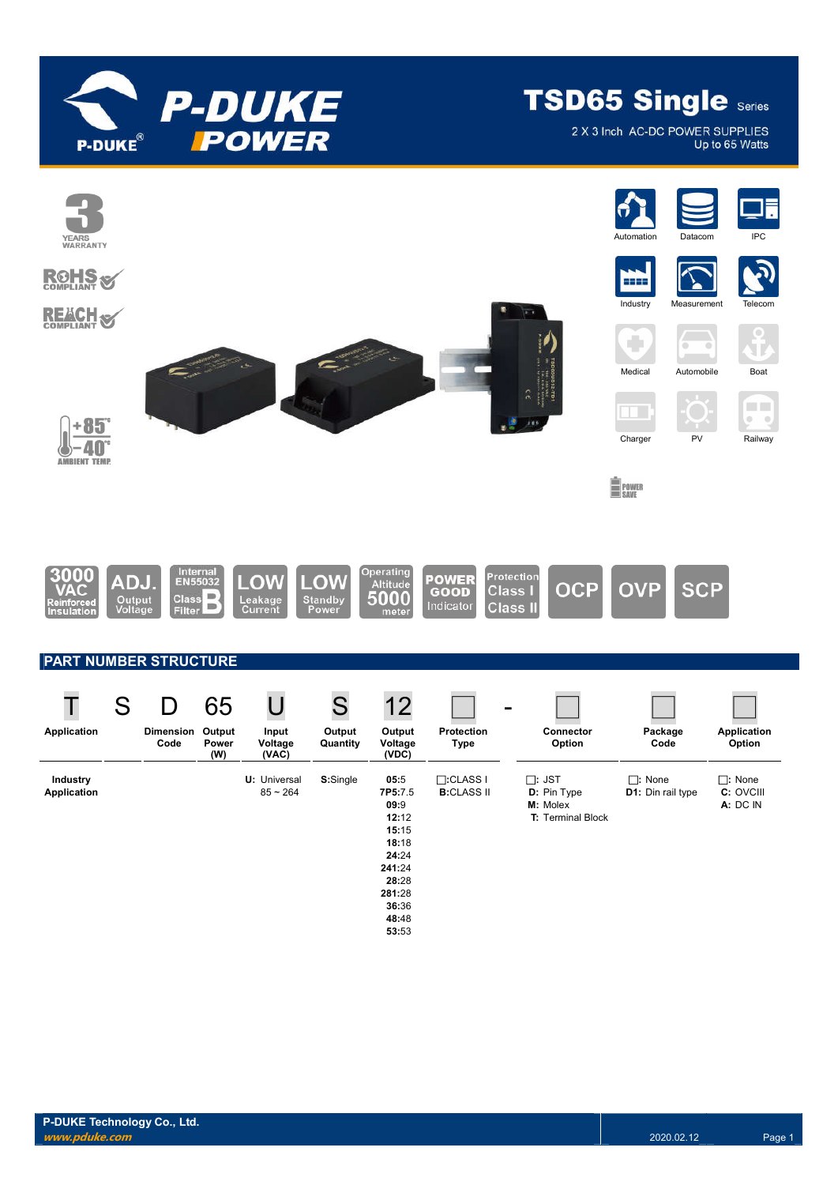# TSD65 Single Series

2 X 3 Inch AC-DC POWER SUPPLIES
Up to 65 Watts

3 YEARS WARRANTY

ROHS COMPLIANT

REACH COMPLIANT

+85°C -40°C AMBIENT TEMP.

Automation | Datacom | IPC | Industry | Measurement | Telecom | Medical | Automobile | Boat | Charger | PV | Railway

POWER SAVE

3000 VAC Reinforced Insulation | ADJ. Output Voltage | Internal EN55032 Class B Filter | LOW Leakage Current | LOW Standby Power | Operating Altitude 5000 meter | POWER GOOD Indicator | Protection Class I Class II | OCP | OVP | SCP

## PART NUMBER STRUCTURE

| T | S | D | 65 | U | S | 12 | □ | - | □ | □ | □ |
|---|---|---|---|---|---|---|---|---|---|---|---|
| Application | | Dimension Code | Output Power (W) | Input Voltage (VAC) | Output Quantity | Output Voltage (VDC) | Protection Type | | Connector Option | Package Code | Application Option |
| **Industry Application** | | | | **U:** Universal 85 ~ 264 | **S:**Single | **05:**5<br>**7P5:**7.5<br>**09:**9<br>**12:**12<br>**15:**15<br>**18:**18<br>**24:**24<br>**241:**24<br>**28:**28<br>**281:**28<br>**36:**36<br>**48:**48<br>**53:**53 | □:CLASS I<br>**B:**CLASS II | | □: JST<br>**D:** Pin Type<br>**M:** Molex<br>**T:** Terminal Block | □: None<br>**D1:** Din rail type | □: None<br>**C:** OVCIII<br>**A:** DC IN |

P-DUKE Technology Co., Ltd.
*www.pduke.com*
2020.02.12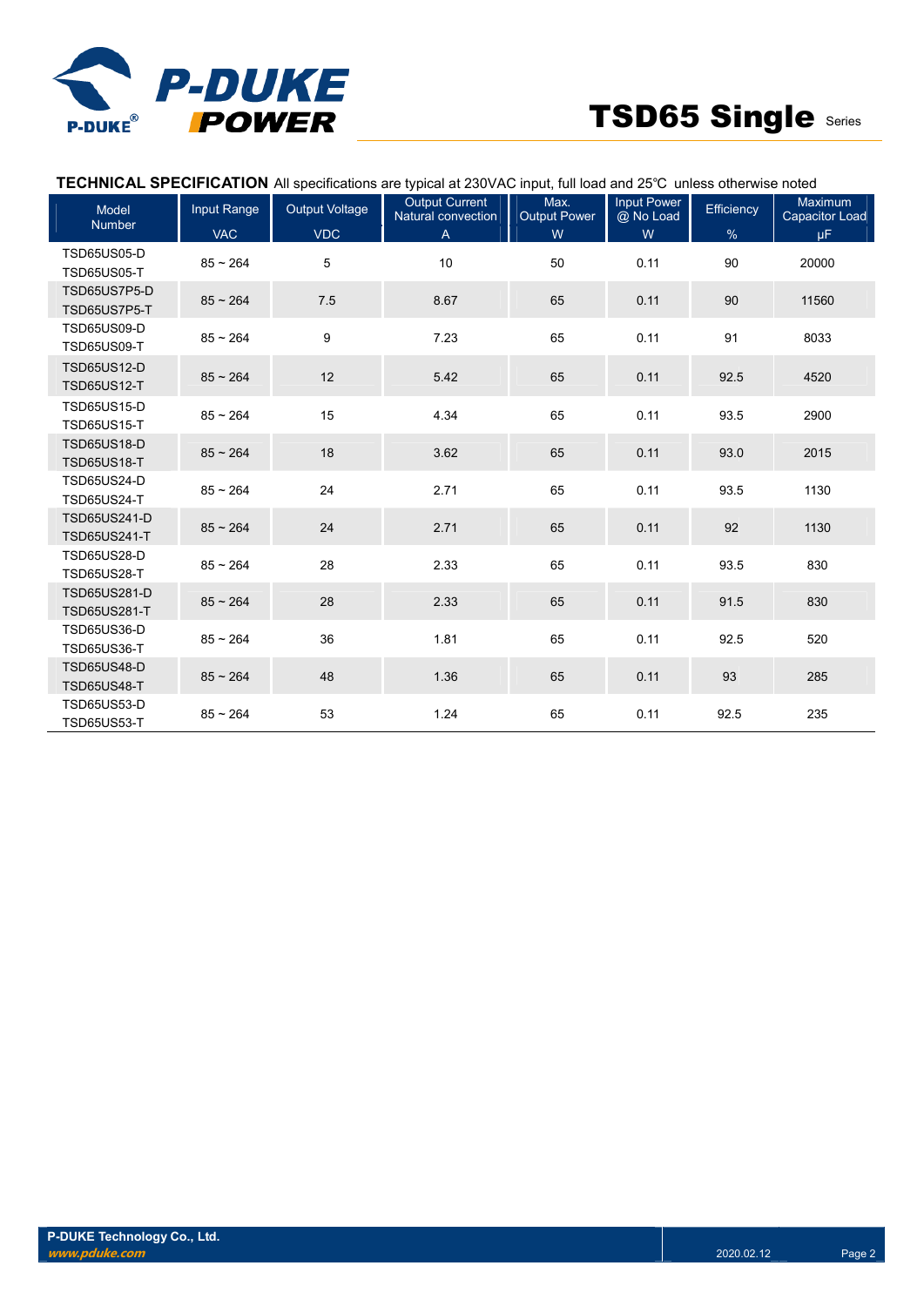**TECHNICAL SPECIFICATION** All specifications are typical at 230VAC input, full load and 25℃ unless otherwise noted

| Model Number | Input Range | Output Voltage | Output Current Natural convection | Max. Output Power | Input Power @ No Load | Efficiency | Maximum Capacitor Load |
|---|---|---|---|---|---|---|---|
| | VAC | VDC | A | W | W | % | μF |
| TSD65US05-D<br>TSD65US05-T | 85 ~ 264 | 5 | 10 | 50 | 0.11 | 90 | 20000 |
| TSD65US7P5-D<br>TSD65US7P5-T | 85 ~ 264 | 7.5 | 8.67 | 65 | 0.11 | 90 | 11560 |
| TSD65US09-D<br>TSD65US09-T | 85 ~ 264 | 9 | 7.23 | 65 | 0.11 | 91 | 8033 |
| TSD65US12-D<br>TSD65US12-T | 85 ~ 264 | 12 | 5.42 | 65 | 0.11 | 92.5 | 4520 |
| TSD65US15-D<br>TSD65US15-T | 85 ~ 264 | 15 | 4.34 | 65 | 0.11 | 93.5 | 2900 |
| TSD65US18-D<br>TSD65US18-T | 85 ~ 264 | 18 | 3.62 | 65 | 0.11 | 93.0 | 2015 |
| TSD65US24-D<br>TSD65US24-T | 85 ~ 264 | 24 | 2.71 | 65 | 0.11 | 93.5 | 1130 |
| TSD65US241-D<br>TSD65US241-T | 85 ~ 264 | 24 | 2.71 | 65 | 0.11 | 92 | 1130 |
| TSD65US28-D<br>TSD65US28-T | 85 ~ 264 | 28 | 2.33 | 65 | 0.11 | 93.5 | 830 |
| TSD65US281-D<br>TSD65US281-T | 85 ~ 264 | 28 | 2.33 | 65 | 0.11 | 91.5 | 830 |
| TSD65US36-D<br>TSD65US36-T | 85 ~ 264 | 36 | 1.81 | 65 | 0.11 | 92.5 | 520 |
| TSD65US48-D<br>TSD65US48-T | 85 ~ 264 | 48 | 1.36 | 65 | 0.11 | 93 | 285 |
| TSD65US53-D<br>TSD65US53-T | 85 ~ 264 | 53 | 1.24 | 65 | 0.11 | 92.5 | 235 |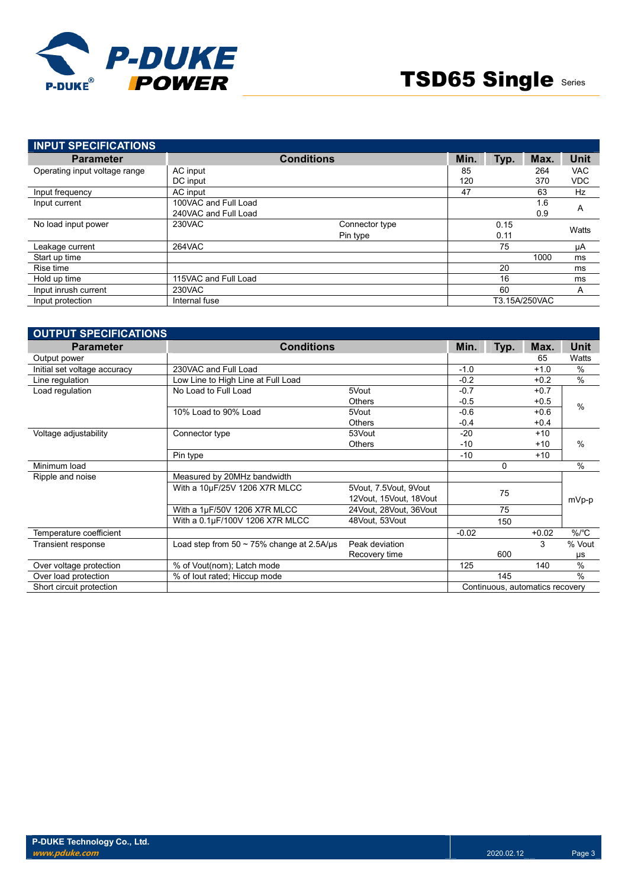## INPUT SPECIFICATIONS

| Parameter | Conditions | | Min. | Typ. | Max. | Unit |
|---|---|---|---|---|---|---|
| Operating input voltage range | AC input | | 85 | | 264 | VAC |
| | DC input | | 120 | | 370 | VDC |
| Input frequency | AC input | | 47 | | 63 | Hz |
| Input current | 100VAC and Full Load | | | | 1.6 | A |
| | 240VAC and Full Load | | | | 0.9 | |
| No load input power | 230VAC | Connector type | | 0.15 | | Watts |
| | | Pin type | | 0.11 | | |
| Leakage current | 264VAC | | | 75 | | μA |
| Start up time | | | | | 1000 | ms |
| Rise time | | | | 20 | | ms |
| Hold up time | 115VAC and Full Load | | | 16 | | ms |
| Input inrush current | 230VAC | | | 60 | | A |
| Input protection | Internal fuse | | | T3.15A/250VAC | | |

## OUTPUT SPECIFICATIONS

| Parameter | Conditions | | Min. | Typ. | Max. | Unit |
|---|---|---|---|---|---|---|
| Output power | | | | | 65 | Watts |
| Initial set voltage accuracy | 230VAC and Full Load | | -1.0 | | +1.0 | % |
| Line regulation | Low Line to High Line at Full Load | | -0.2 | | +0.2 | % |
| Load regulation | No Load to Full Load | 5Vout | -0.7 | | +0.7 | % |
| | | Others | -0.5 | | +0.5 | |
| | 10% Load to 90% Load | 5Vout | -0.6 | | +0.6 | |
| | | Others | -0.4 | | +0.4 | |
| Voltage adjustability | Connector type | 53Vout | -20 | | +10 | % |
| | | Others | -10 | | +10 | |
| | Pin type | | -10 | | +10 | |
| Minimum load | | | | 0 | | % |
| Ripple and noise | Measured by 20MHz bandwidth | | | | | mVp-p |
| | With a 10μF/25V 1206 X7R MLCC | 5Vout, 7.5Vout, 9Vout 12Vout, 15Vout, 18Vout | | 75 | | |
| | With a 1μF/50V 1206 X7R MLCC | 24Vout, 28Vout, 36Vout | | 75 | | |
| | With a 0.1μF/100V 1206 X7R MLCC | 48Vout, 53Vout | | 150 | | |
| Temperature coefficient | | | -0.02 | | +0.02 | %/°C |
| Transient response | Load step from 50 ~ 75% change at 2.5A/μs | Peak deviation | | | 3 | % Vout |
| | | Recovery time | | 600 | | μs |
| Over voltage protection | % of Vout(nom); Latch mode | | 125 | | 140 | % |
| Over load protection | % of Iout rated; Hiccup mode | | | 145 | | % |
| Short circuit protection | | | Continuous, automatics recovery | | | |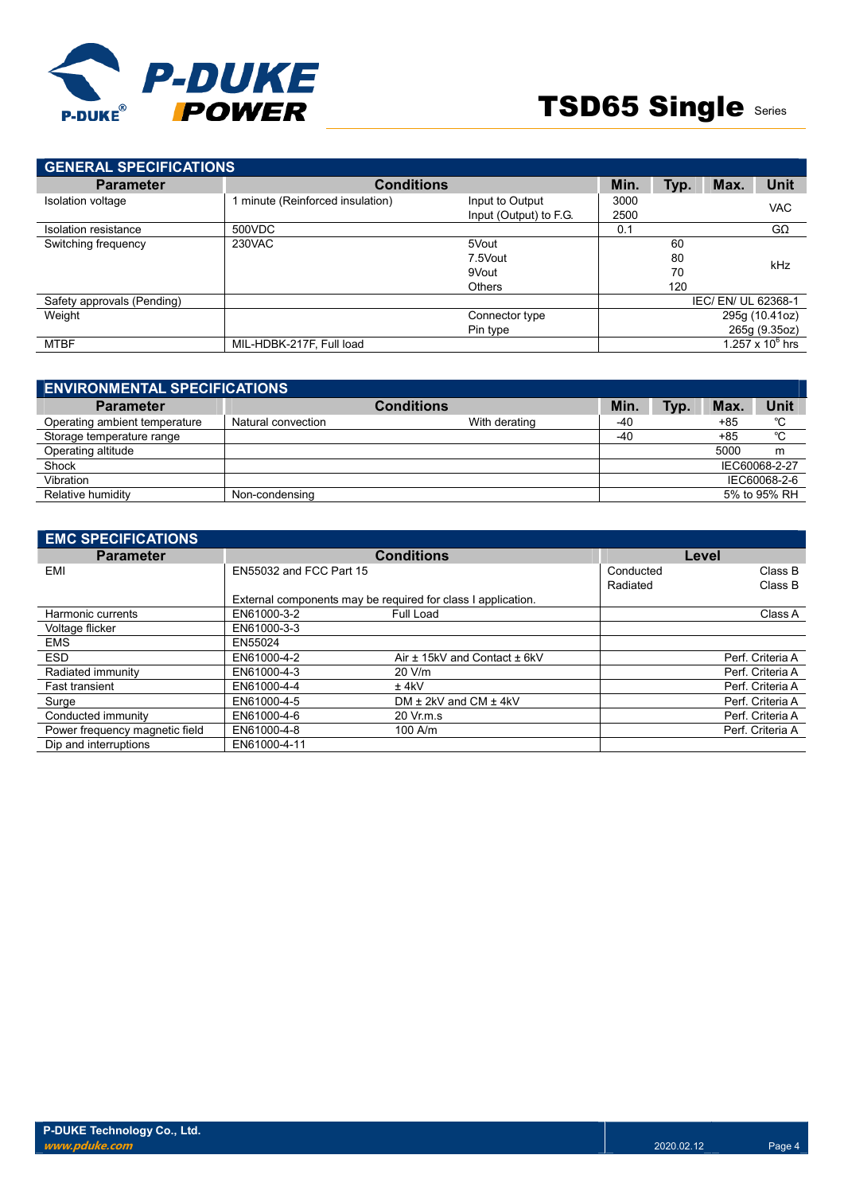## GENERAL SPECIFICATIONS

| Parameter | Conditions | | Min. | Typ. | Max. | Unit |
|---|---|---|---|---|---|---|
| Isolation voltage | 1 minute (Reinforced insulation) | Input to Output<br>Input (Output) to F.G. | 3000<br>2500 | | | VAC |
| Isolation resistance | 500VDC | | 0.1 | | | GΩ |
| Switching frequency | 230VAC | 5Vout<br>7.5Vout<br>9Vout<br>Others | | 60<br>80<br>70<br>120 | | kHz |
| Safety approvals (Pending) | | | IEC/ EN/ UL 62368-1 | | | |
| Weight | | Connector type<br>Pin type | 295g (10.41oz)<br>265g (9.35oz) | | | |
| MTBF | MIL-HDBK-217F, Full load | | $1.257 \times 10^6$ hrs | | | |

## ENVIRONMENTAL SPECIFICATIONS

| Parameter | Conditions | | Min. | Typ. | Max. | Unit |
|---|---|---|---|---|---|---|
| Operating ambient temperature | Natural convection | With derating | -40 | | +85 | ℃ |
| Storage temperature range | | | -40 | | +85 | ℃ |
| Operating altitude | | | | | 5000 | m |
| Shock | | | IEC60068-2-27 | | | |
| Vibration | | | IEC60068-2-6 | | | |
| Relative humidity | Non-condensing | | 5% to 95% RH | | | |

## EMC SPECIFICATIONS

| Parameter | Conditions | | Level | |
|---|---|---|---|---|
| EMI | EN55032 and FCC Part 15<br><br>External components may be required for class I application. | | Conducted<br>Radiated | Class B<br>Class B |
| Harmonic currents | EN61000-3-2 | Full Load | | Class A |
| Voltage flicker | EN61000-3-3 | | | |
| EMS | EN55024 | | | |
| ESD | EN61000-4-2 | Air ± 15kV and Contact ± 6kV | | Perf. Criteria A |
| Radiated immunity | EN61000-4-3 | 20 V/m | | Perf. Criteria A |
| Fast transient | EN61000-4-4 | ± 4kV | | Perf. Criteria A |
| Surge | EN61000-4-5 | DM ± 2kV and CM ± 4kV | | Perf. Criteria A |
| Conducted immunity | EN61000-4-6 | 20 Vr.m.s | | Perf. Criteria A |
| Power frequency magnetic field | EN61000-4-8 | 100 A/m | | Perf. Criteria A |
| Dip and interruptions | EN61000-4-11 | | | |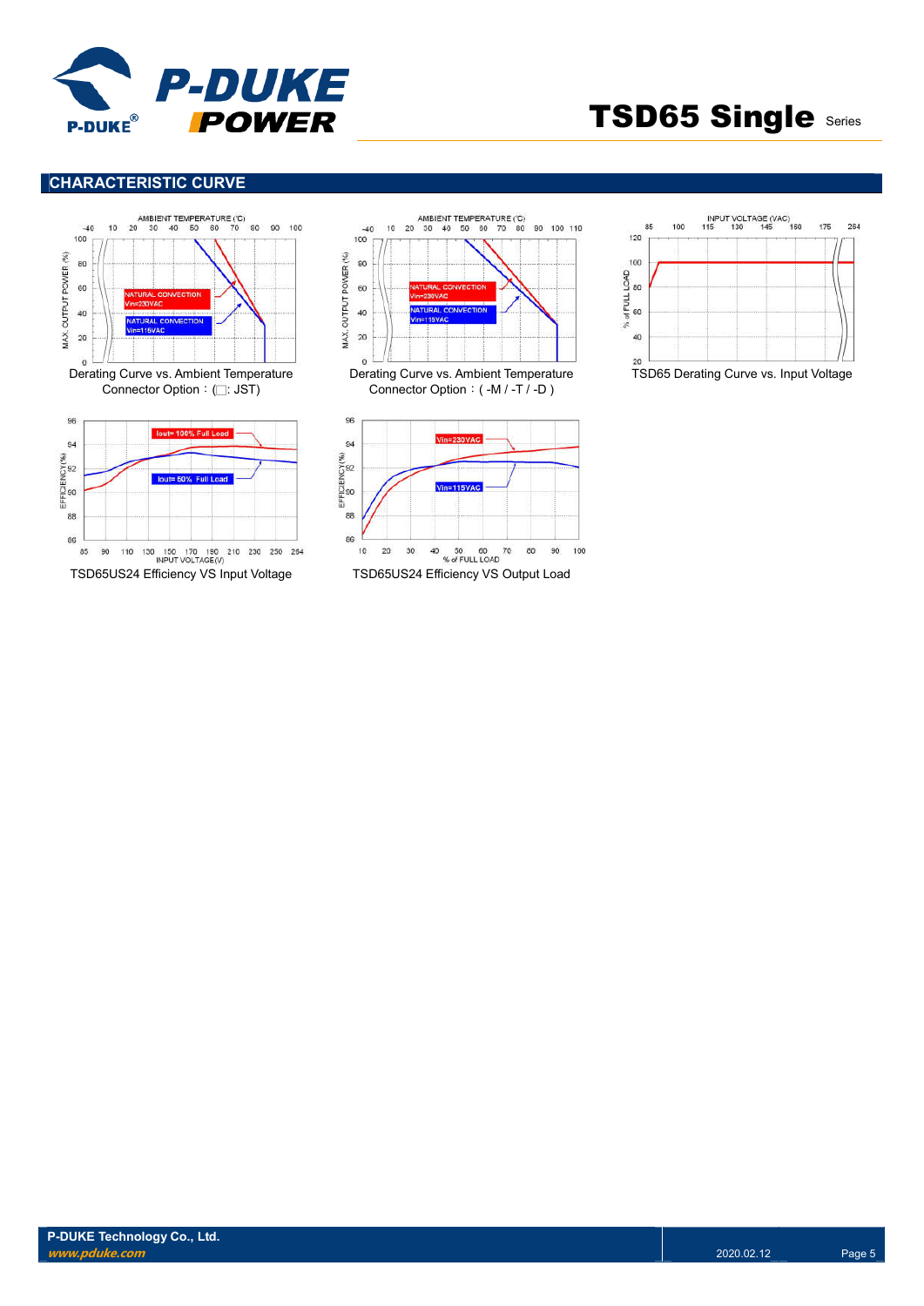## CHARACTERISTIC CURVE

Derating Curve vs. Ambient Temperature
Connector Option：(□: JST)

Derating Curve vs. Ambient Temperature
Connector Option：( -M / -T / -D )

TSD65 Derating Curve vs. Input Voltage

TSD65US24 Efficiency VS Input Voltage

TSD65US24 Efficiency VS Output Load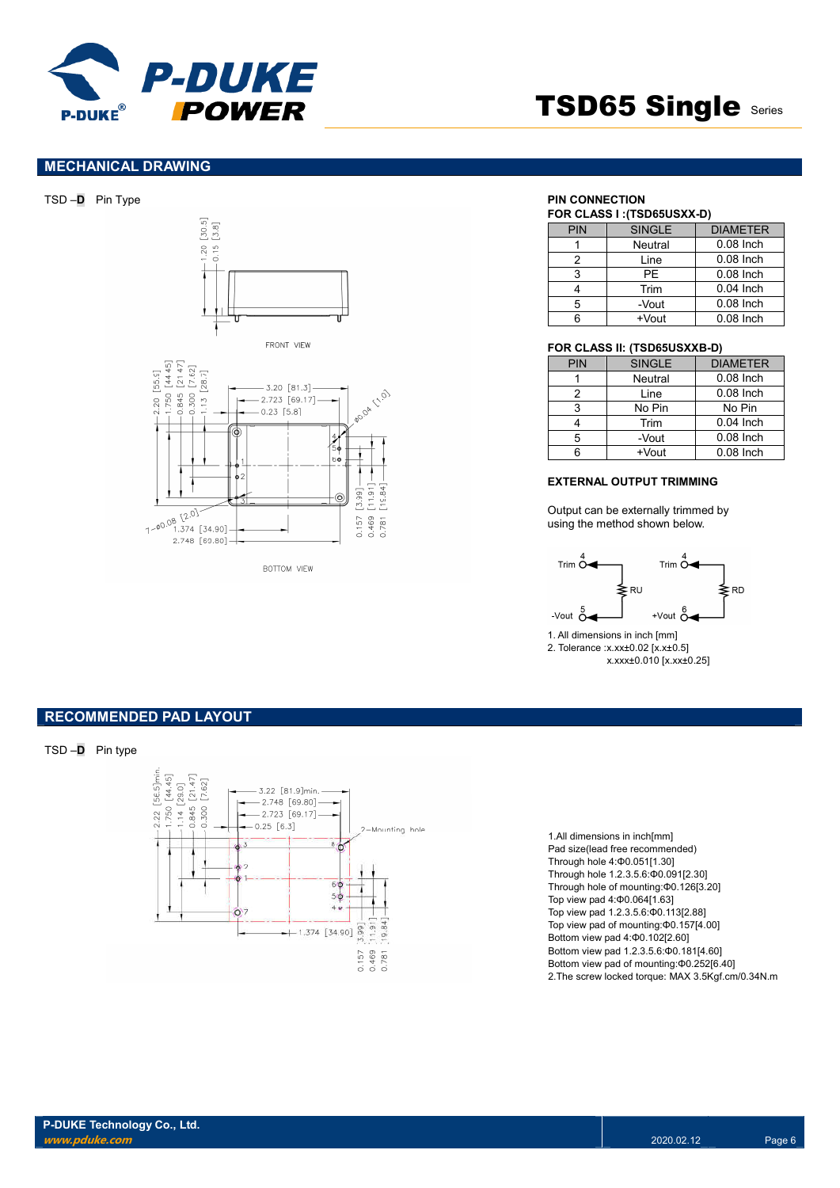## MECHANICAL DRAWING

TSD –**D** Pin Type

### PIN CONNECTION

**FOR CLASS I :(TSD65USXX-D)**

| PIN | SINGLE | DIAMETER |
|---|---|---|
| 1 | Neutral | 0.08 Inch |
| 2 | Line | 0.08 Inch |
| 3 | PE | 0.08 Inch |
| 4 | Trim | 0.04 Inch |
| 5 | -Vout | 0.08 Inch |
| 6 | +Vout | 0.08 Inch |

**FOR CLASS II: (TSD65USXXB-D)**

| PIN | SINGLE | DIAMETER |
|---|---|---|
| 1 | Neutral | 0.08 Inch |
| 2 | Line | 0.08 Inch |
| 3 | No Pin | No Pin |
| 4 | Trim | 0.04 Inch |
| 5 | -Vout | 0.08 Inch |
| 6 | +Vout | 0.08 Inch |

### EXTERNAL OUTPUT TRIMMING

Output can be externally trimmed by using the method shown below.

1. All dimensions in inch [mm]
2. Tolerance :x.xx±0.02 [x.x±0.5]
   x.xxx±0.010 [x.xx±0.25]

## RECOMMENDED PAD LAYOUT

TSD –**D** Pin type

1.All dimensions in inch[mm]
Pad size(lead free recommended)
Through hole 4:Φ0.051[1.30]
Through hole 1.2.3.5.6:Φ0.091[2.30]
Through hole of mounting:Φ0.126[3.20]
Top view pad 4:Φ0.064[1.63]
Top view pad 1.2.3.5.6:Φ0.113[2.88]
Top view pad of mounting:Φ0.157[4.00]
Bottom view pad 4:Φ0.102[2.60]
Bottom view pad 1.2.3.5.6:Φ0.181[4.60]
Bottom view pad of mounting:Φ0.252[6.40]
2.The screw locked torque: MAX 3.5Kgf.cm/0.34N.m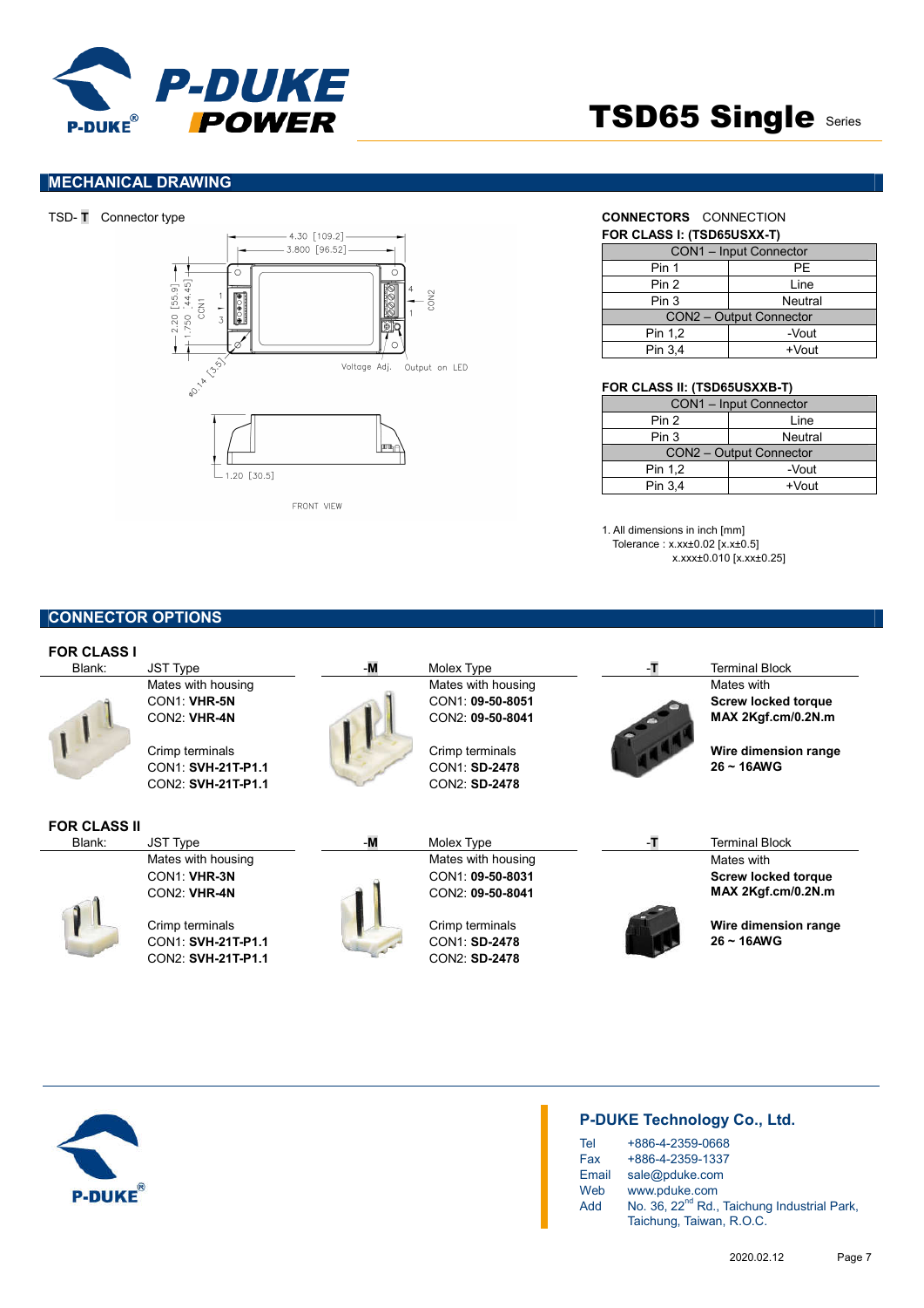## MECHANICAL DRAWING

TSD- **T** Connector type

4.30 [109.2]
3.800 [96.52]
2.20 [55.9]
1.750 [44.45]
CON1
CON2
Voltage Adj.
Output on LED
Ø0.14 [3.5]
1.20 [30.5]
FRONT VIEW

**CONNECTORS** CONNECTION

**FOR CLASS I: (TSD65USXX-T)**

| | |
|---|---|
| CON1 – Input Connector | |
| Pin 1 | PE |
| Pin 2 | Line |
| Pin 3 | Neutral |
| CON2 – Output Connector | |
| Pin 1,2 | -Vout |
| Pin 3,4 | +Vout |

**FOR CLASS II: (TSD65USXXB-T)**

| | |
|---|---|
| CON1 – Input Connector | |
| Pin 2 | Line |
| Pin 3 | Neutral |
| CON2 – Output Connector | |
| Pin 1,2 | -Vout |
| Pin 3,4 | +Vout |

1. All dimensions in inch [mm]
Tolerance : x.xx±0.02 [x.x±0.5]
x.xxx±0.010 [x.xx±0.25]

## CONNECTOR OPTIONS

### FOR CLASS I

**Blank:** JST Type
Mates with housing
CON1: **VHR-5N**
CON2: **VHR-4N**

Crimp terminals
CON1: **SVH-21T-P1.1**
CON2: **SVH-21T-P1.1**

**-M** Molex Type
Mates with housing
CON1: **09-50-8051**
CON2: **09-50-8041**

Crimp terminals
CON1: **SD-2478**
CON2: **SD-2478**

**-T** Terminal Block
Mates with
**Screw locked torque**
**MAX 2Kgf.cm/0.2N.m**

**Wire dimension range**
**26 ~ 16AWG**

### FOR CLASS II

**Blank:** JST Type
Mates with housing
CON1: **VHR-3N**
CON2: **VHR-4N**

Crimp terminals
CON1: **SVH-21T-P1.1**
CON2: **SVH-21T-P1.1**

**-M** Molex Type
Mates with housing
CON1: **09-50-8031**
CON2: **09-50-8041**

Crimp terminals
CON1: **SD-2478**
CON2: **SD-2478**

**-T** Terminal Block
Mates with
**Screw locked torque**
**MAX 2Kgf.cm/0.2N.m**

**Wire dimension range**
**26 ~ 16AWG**

**P-DUKE Technology Co., Ltd.**

Tel +886-4-2359-0668
Fax +886-4-2359-1337
Email sale@pduke.com
Web www.pduke.com
Add No. 36, 22nd Rd., Taichung Industrial Park, Taichung, Taiwan, R.O.C.

2020.02.12